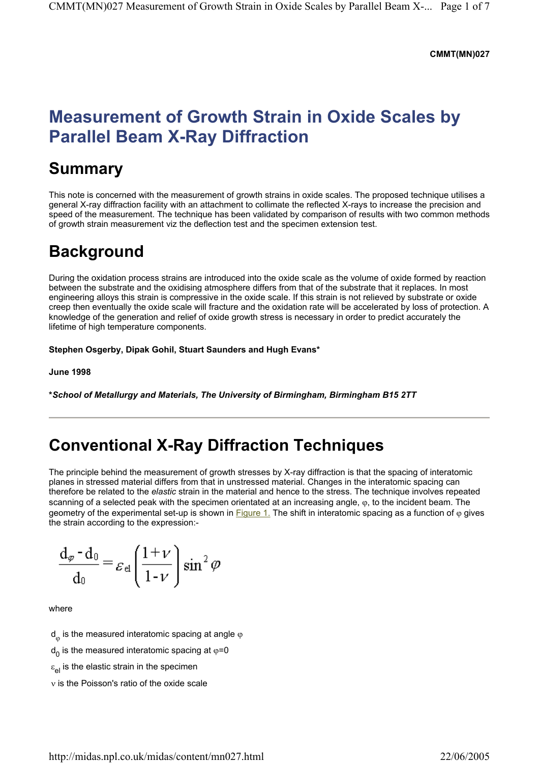CMMT(MN)027

# Measurement of Growth Strain in Oxide Scales by Parallel Beam X-Ray Diffraction

## Summary

This note is concerned with the measurement of growth strains in oxide scales. The proposed technique utilises a general X-ray diffraction facility with an attachment to collimate the reflected X-rays to increase the precision and speed of the measurement. The technique has been validated by comparison of results with two common methods of growth strain measurement viz the deflection test and the specimen extension test.

# Background

During the oxidation process strains are introduced into the oxide scale as the volume of oxide formed by reaction between the substrate and the oxidising atmosphere differs from that of the substrate that it replaces. In most engineering alloys this strain is compressive in the oxide scale. If this strain is not relieved by substrate or oxide creep then eventually the oxide scale will fracture and the oxidation rate will be accelerated by loss of protection. A knowledge of the generation and relief of oxide growth stress is necessary in order to predict accurately the lifetime of high temperature components.

**Stephen Osgerby, Dipak Gohil, Stuart Saunders and Hugh Evans***

**June 1998**

***School of Metallurgy and Materials, The University of Birmingham, Birmingham B15 2TT***

---

# Conventional X-Ray Diffraction Techniques

The principle behind the measurement of growth stresses by X-ray diffraction is that the spacing of interatomic planes in stressed material differs from that in unstressed material. Changes in the interatomic spacing can therefore be related to the *elastic* strain in the material and hence to the stress. The technique involves repeated scanning of a selected peak with the specimen orientated at an increasing angle, $\varphi$, to the incident beam. The geometry of the experimental set-up is shown in Figure 1. The shift in interatomic spacing as a function of $\varphi$ gives the strain according to the expression:-

$$\frac{d_\varphi - d_0}{d_0} = \varepsilon_{el}\left(\frac{1+\nu}{1-\nu}\right)\sin^2\varphi$$

where

$d_\varphi$ is the measured interatomic spacing at angle $\varphi$

$d_0$ is the measured interatomic spacing at $\varphi=0$

$\varepsilon_{el}$ is the elastic strain in the specimen

$\nu$ is the Poisson's ratio of the oxide scale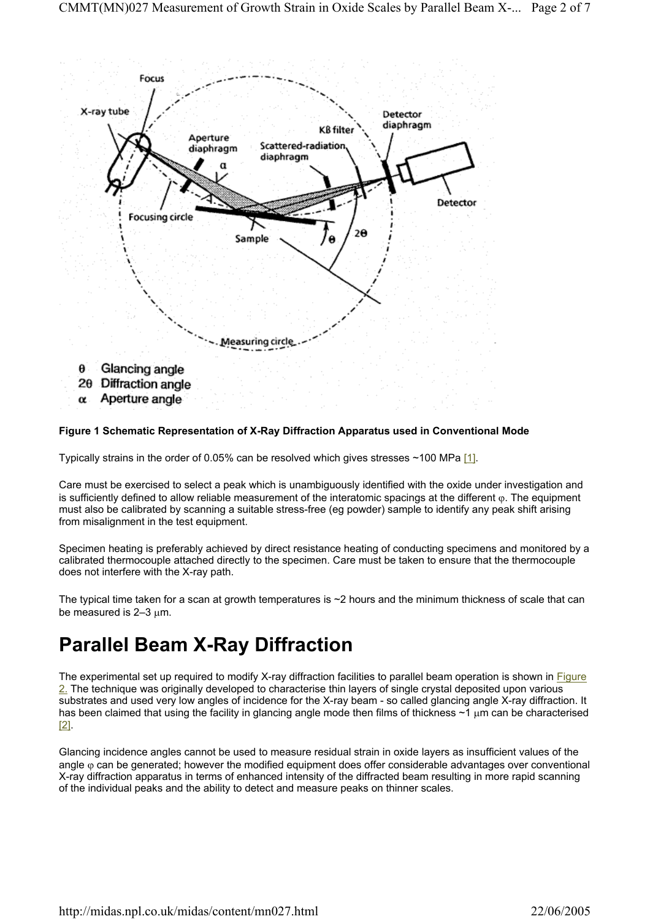Focus

X-ray tube

Aperture diaphragm

α

Scattered-radiation diaphragm

Kß filter

Detector diaphragm

Detector

Focusing circle

Sample

θ

2θ

Measuring circle

θ Glancing angle

2θ Diffraction angle

α Aperture angle

**Figure 1 Schematic Representation of X-Ray Diffraction Apparatus used in Conventional Mode**

Typically strains in the order of 0.05% can be resolved which gives stresses ~100 MPa [1].

Care must be exercised to select a peak which is unambiguously identified with the oxide under investigation and is sufficiently defined to allow reliable measurement of the interatomic spacings at the different $\varphi$. The equipment must also be calibrated by scanning a suitable stress-free (eg powder) sample to identify any peak shift arising from misalignment in the test equipment.

Specimen heating is preferably achieved by direct resistance heating of conducting specimens and monitored by a calibrated thermocouple attached directly to the specimen. Care must be taken to ensure that the thermocouple does not interfere with the X-ray path.

The typical time taken for a scan at growth temperatures is ~2 hours and the minimum thickness of scale that can be measured is 2–3 μm.

# Parallel Beam X-Ray Diffraction

The experimental set up required to modify X-ray diffraction facilities to parallel beam operation is shown in Figure 2. The technique was originally developed to characterise thin layers of single crystal deposited upon various substrates and used very low angles of incidence for the X-ray beam - so called glancing angle X-ray diffraction. It has been claimed that using the facility in glancing angle mode then films of thickness ~1 μm can be characterised [2].

Glancing incidence angles cannot be used to measure residual strain in oxide layers as insufficient values of the angle $\varphi$ can be generated; however the modified equipment does offer considerable advantages over conventional X-ray diffraction apparatus in terms of enhanced intensity of the diffracted beam resulting in more rapid scanning of the individual peaks and the ability to detect and measure peaks on thinner scales.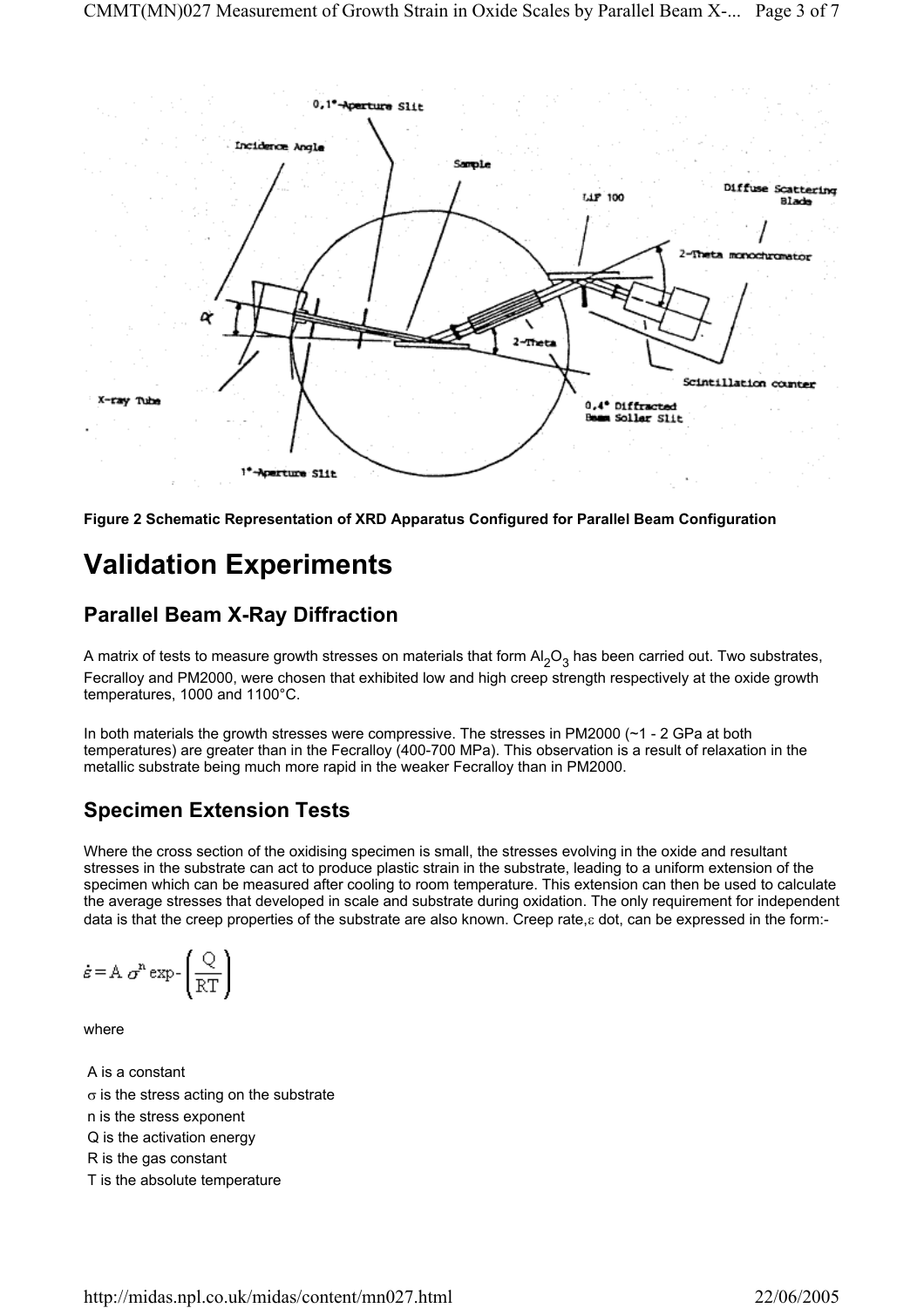0,1°-Aperture Slit

Incidence Angle

Sample

LiF 100

Diffuse Scattering Blade

2-Theta monochromator

α

2-Theta

Scintillation counter

X-ray Tube

0,4° Diffracted Beam Soller Slit

1°-Aperture Slit

**Figure 2 Schematic Representation of XRD Apparatus Configured for Parallel Beam Configuration**

# Validation Experiments

## Parallel Beam X-Ray Diffraction

A matrix of tests to measure growth stresses on materials that form $Al_2O_3$ has been carried out. Two substrates, Fecralloy and PM2000, were chosen that exhibited low and high creep strength respectively at the oxide growth temperatures, 1000 and 1100°C.

In both materials the growth stresses were compressive. The stresses in PM2000 (~1 - 2 GPa at both temperatures) are greater than in the Fecralloy (400-700 MPa). This observation is a result of relaxation in the metallic substrate being much more rapid in the weaker Fecralloy than in PM2000.

## Specimen Extension Tests

Where the cross section of the oxidising specimen is small, the stresses evolving in the oxide and resultant stresses in the substrate can act to produce plastic strain in the substrate, leading to a uniform extension of the specimen which can be measured after cooling to room temperature. This extension can then be used to calculate the average stresses that developed in scale and substrate during oxidation. The only requirement for independent data is that the creep properties of the substrate are also known. Creep rate, $\varepsilon$ dot, can be expressed in the form:-

$$\dot{\varepsilon} = A\,\sigma^{n} \exp -\left(\frac{Q}{RT}\right)$$

where

A is a constant
$\sigma$ is the stress acting on the substrate
n is the stress exponent
Q is the activation energy
R is the gas constant
T is the absolute temperature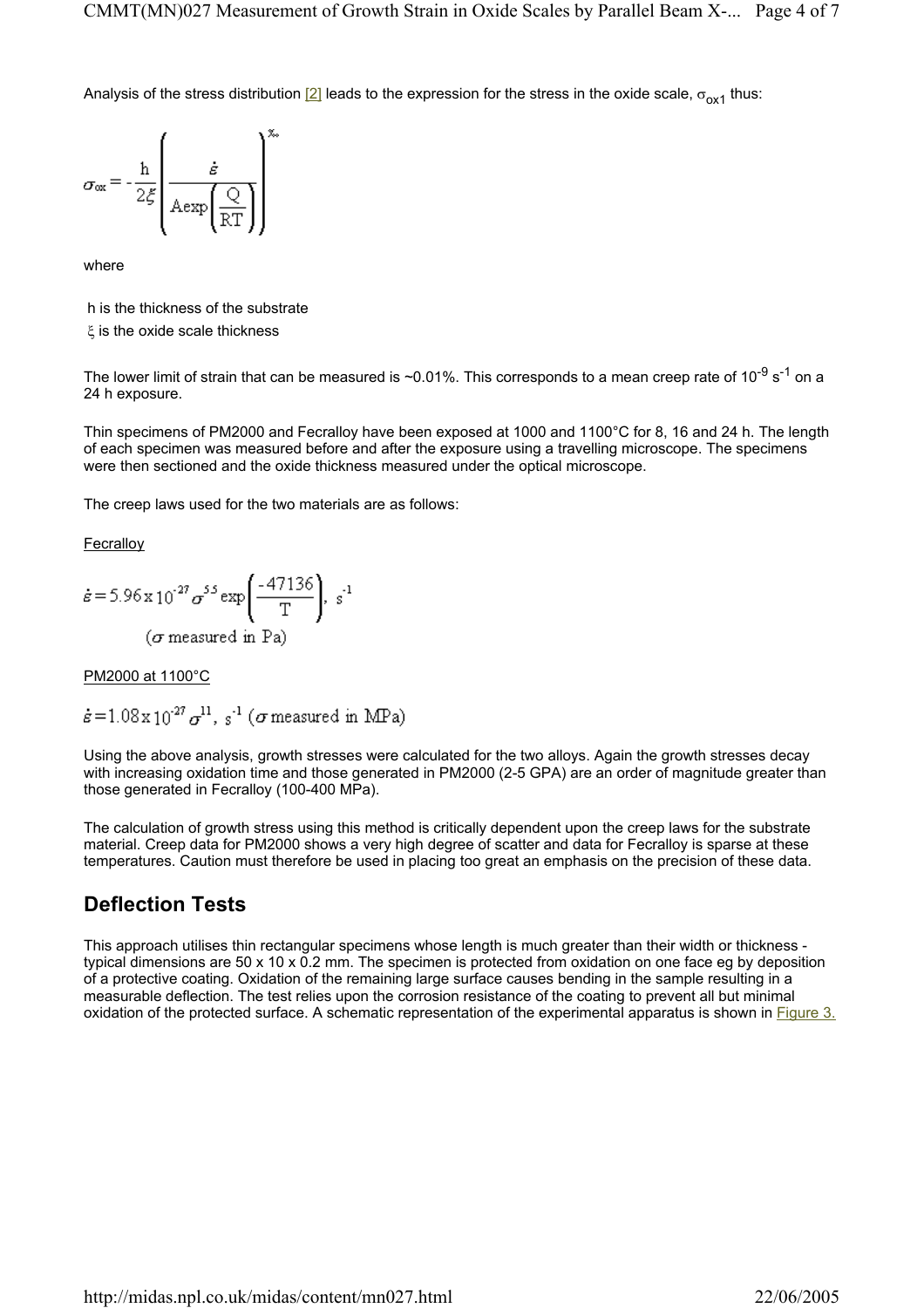Analysis of the stress distribution [2] leads to the expression for the stress in the oxide scale, $\sigma_{ox1}$ thus:

$$\sigma_{ox} = -\frac{h}{2\xi}\left(\frac{\dot{\varepsilon}}{A\exp\left(\frac{Q}{RT}\right)}\right)^{1/n}$$

where

h is the thickness of the substrate

$\xi$ is the oxide scale thickness

The lower limit of strain that can be measured is ~0.01%. This corresponds to a mean creep rate of $10^{-9}$ $s^{-1}$ on a 24 h exposure.

Thin specimens of PM2000 and Fecralloy have been exposed at 1000 and 1100°C for 8, 16 and 24 h. The length of each specimen was measured before and after the exposure using a travelling microscope. The specimens were then sectioned and the oxide thickness measured under the optical microscope.

The creep laws used for the two materials are as follows:

Fecralloy

$$\dot{\varepsilon} = 5.96 \times 10^{-27} \sigma^{5.5} \exp\left(\frac{-47136}{T}\right), \; s^{-1}$$

($\sigma$ measured in Pa)

PM2000 at 1100°C

$$\dot{\varepsilon} = 1.08 \times 10^{-27} \sigma^{11}, \; s^{-1} \; (\sigma \text{ measured in MPa})$$

Using the above analysis, growth stresses were calculated for the two alloys. Again the growth stresses decay with increasing oxidation time and those generated in PM2000 (2-5 GPA) are an order of magnitude greater than those generated in Fecralloy (100-400 MPa).

The calculation of growth stress using this method is critically dependent upon the creep laws for the substrate material. Creep data for PM2000 shows a very high degree of scatter and data for Fecralloy is sparse at these temperatures. Caution must therefore be used in placing too great an emphasis on the precision of these data.

## Deflection Tests

This approach utilises thin rectangular specimens whose length is much greater than their width or thickness - typical dimensions are 50 x 10 x 0.2 mm. The specimen is protected from oxidation on one face eg by deposition of a protective coating. Oxidation of the remaining large surface causes bending in the sample resulting in a measurable deflection. The test relies upon the corrosion resistance of the coating to prevent all but minimal oxidation of the protected surface. A schematic representation of the experimental apparatus is shown in Figure 3.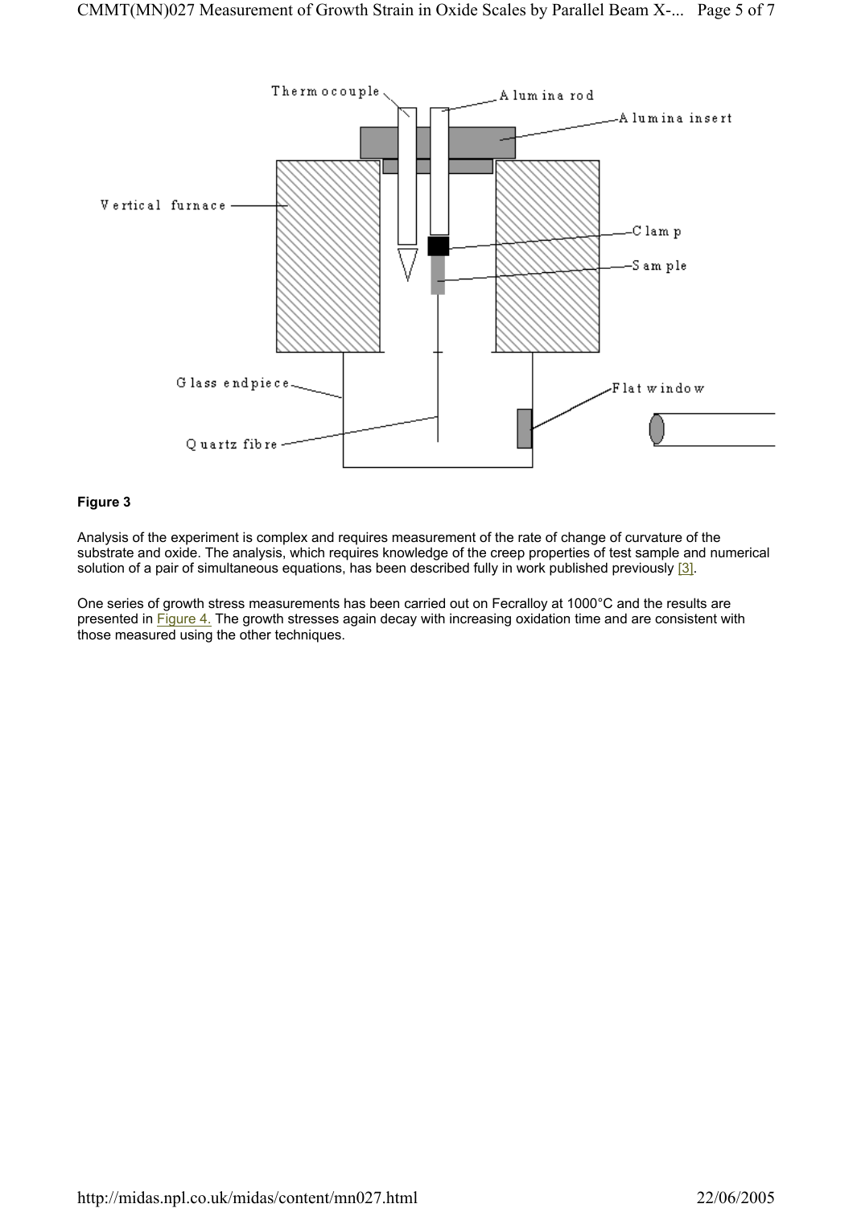Thermocouple

Alumina rod

Alumina insert

Vertical furnace

Clamp

Sample

Glass endpiece

Flat window

Quartz fibre

**Figure 3**

Analysis of the experiment is complex and requires measurement of the rate of change of curvature of the substrate and oxide. The analysis, which requires knowledge of the creep properties of test sample and numerical solution of a pair of simultaneous equations, has been described fully in work published previously [3].

One series of growth stress measurements has been carried out on Fecralloy at 1000°C and the results are presented in Figure 4. The growth stresses again decay with increasing oxidation time and are consistent with those measured using the other techniques.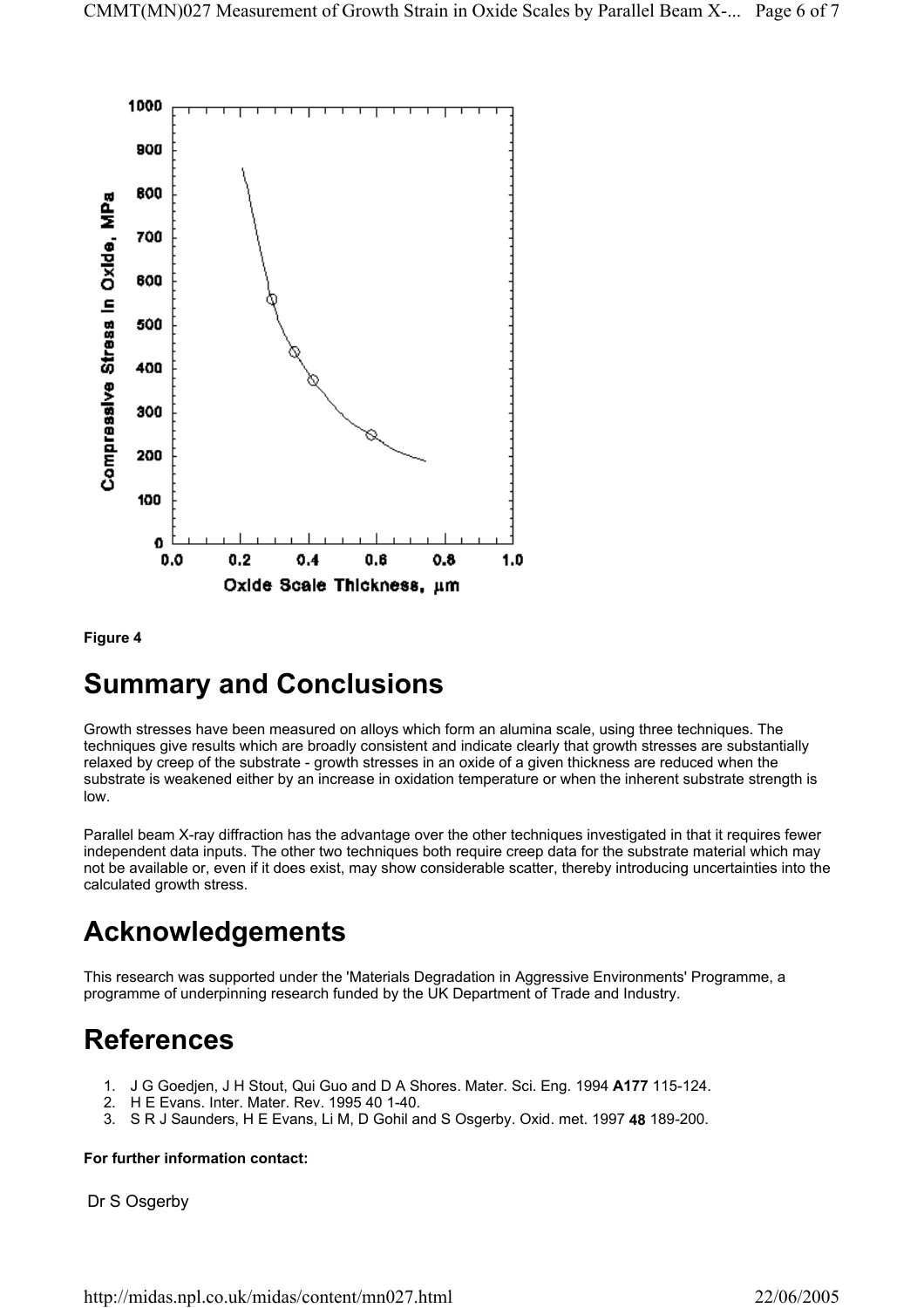Compressive Stress in Oxide, MPa

1000
900
800
700
600
500
400
300
200
100
0

0.0 0.2 0.4 0.6 0.8 1.0

Oxide Scale Thickness, μm

**Figure 4**

# Summary and Conclusions

Growth stresses have been measured on alloys which form an alumina scale, using three techniques. The techniques give results which are broadly consistent and indicate clearly that growth stresses are substantially relaxed by creep of the substrate - growth stresses in an oxide of a given thickness are reduced when the substrate is weakened either by an increase in oxidation temperature or when the inherent substrate strength is low.

Parallel beam X-ray diffraction has the advantage over the other techniques investigated in that it requires fewer independent data inputs. The other two techniques both require creep data for the substrate material which may not be available or, even if it does exist, may show considerable scatter, thereby introducing uncertainties into the calculated growth stress.

# Acknowledgements

This research was supported under the 'Materials Degradation in Aggressive Environments' Programme, a programme of underpinning research funded by the UK Department of Trade and Industry.

# References

1. J G Goedjen, J H Stout, Qui Guo and D A Shores. Mater. Sci. Eng. 1994 **A177** 115-124.
2. H E Evans. Inter. Mater. Rev. 1995 40 1-40.
3. S R J Saunders, H E Evans, Li M, D Gohil and S Osgerby. Oxid. met. 1997 **48** 189-200.

**For further information contact:**

Dr S Osgerby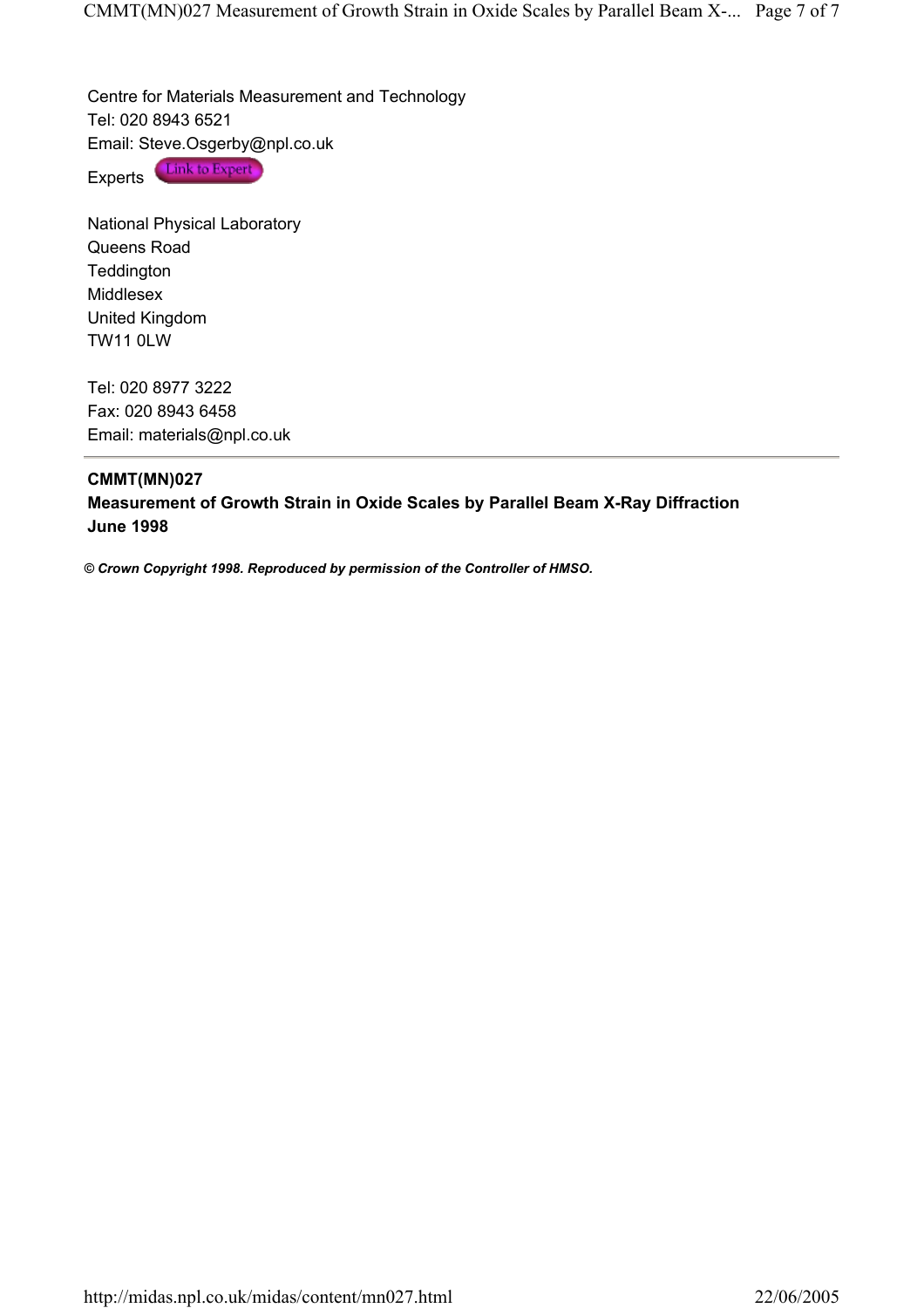Centre for Materials Measurement and Technology
Tel: 020 8943 6521
Email: Steve.Osgerby@npl.co.uk

Experts Link to Expert

National Physical Laboratory
Queens Road
Teddington
Middlesex
United Kingdom
TW11 0LW

Tel: 020 8977 3222
Fax: 020 8943 6458
Email: materials@npl.co.uk

---

**CMMT(MN)027**
**Measurement of Growth Strain in Oxide Scales by Parallel Beam X-Ray Diffraction**
**June 1998**

***© Crown Copyright 1998. Reproduced by permission of the Controller of HMSO.***